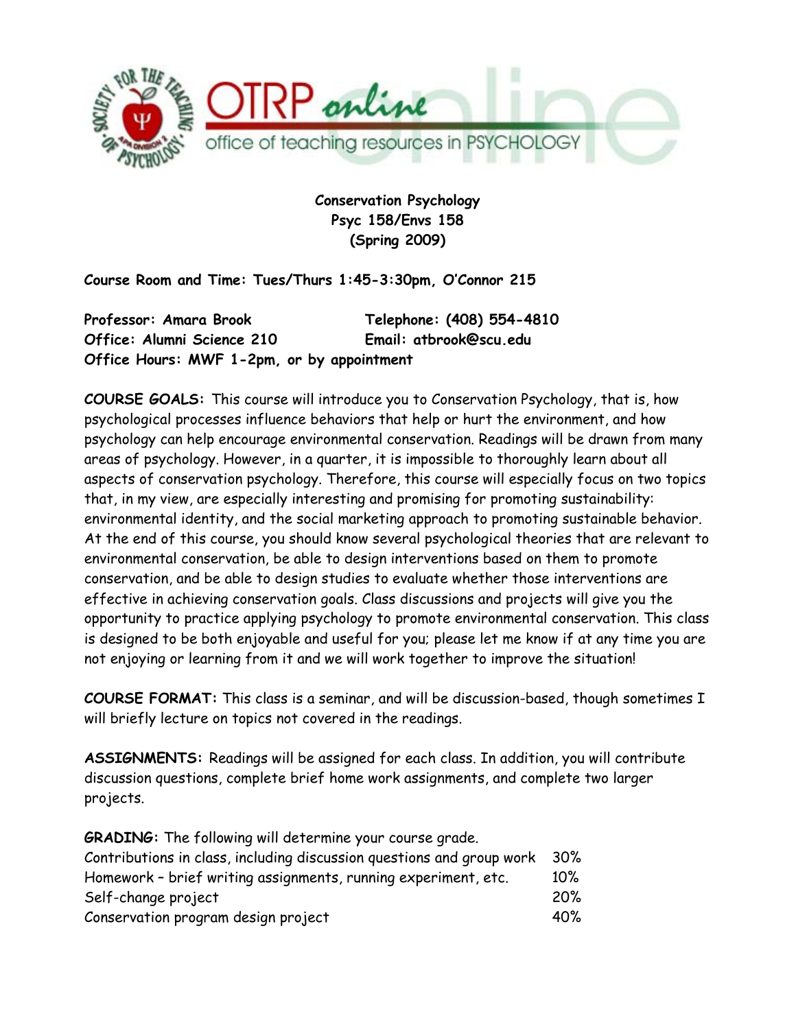**Conservation Psychology**
**Psyc 158/Envs 158**
**(Spring 2009)**

**Course Room and Time: Tues/Thurs 1:45-3:30pm, O'Connor 215**

**Professor: Amara Brook** **Telephone: (408) 554-4810**
**Office: Alumni Science 210** **Email: atbrook@scu.edu**
**Office Hours: MWF 1-2pm, or by appointment**

**COURSE GOALS:** This course will introduce you to Conservation Psychology, that is, how psychological processes influence behaviors that help or hurt the environment, and how psychology can help encourage environmental conservation. Readings will be drawn from many areas of psychology. However, in a quarter, it is impossible to thoroughly learn about all aspects of conservation psychology. Therefore, this course will especially focus on two topics that, in my view, are especially interesting and promising for promoting sustainability: environmental identity, and the social marketing approach to promoting sustainable behavior. At the end of this course, you should know several psychological theories that are relevant to environmental conservation, be able to design interventions based on them to promote conservation, and be able to design studies to evaluate whether those interventions are effective in achieving conservation goals. Class discussions and projects will give you the opportunity to practice applying psychology to promote environmental conservation. This class is designed to be both enjoyable and useful for you; please let me know if at any time you are not enjoying or learning from it and we will work together to improve the situation!

**COURSE FORMAT:** This class is a seminar, and will be discussion-based, though sometimes I will briefly lecture on topics not covered in the readings.

**ASSIGNMENTS:** Readings will be assigned for each class. In addition, you will contribute discussion questions, complete brief home work assignments, and complete two larger projects.

**GRADING:** The following will determine your course grade.

| | |
|---|---|
| Contributions in class, including discussion questions and group work | 30% |
| Homework – brief writing assignments, running experiment, etc. | 10% |
| Self-change project | 20% |
| Conservation program design project | 40% |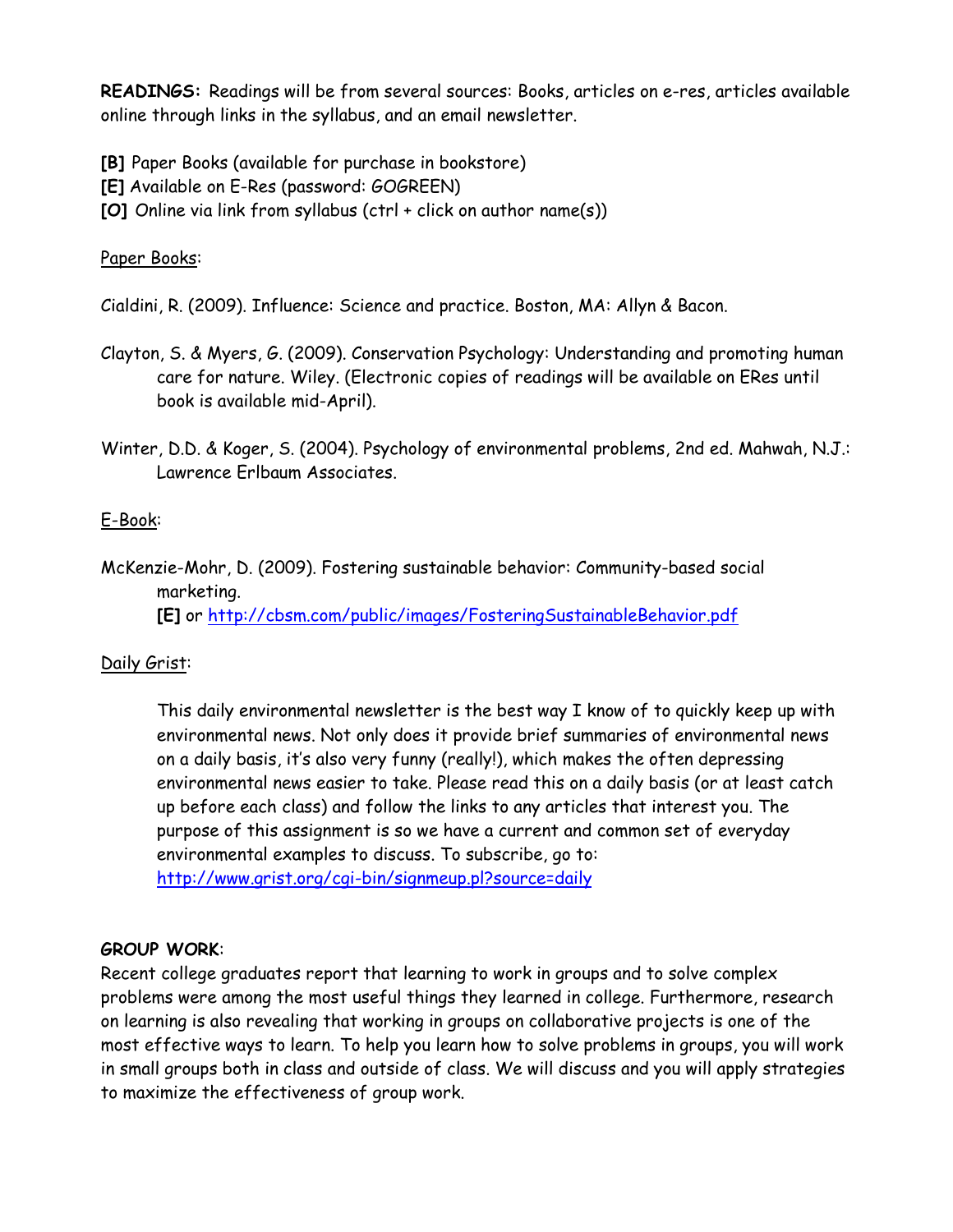**READINGS:** Readings will be from several sources: Books, articles on e-res, articles available online through links in the syllabus, and an email newsletter.

**[B]** Paper Books (available for purchase in bookstore)
**[E]** Available on E-Res (password: GOGREEN)
**[O]** Online via link from syllabus (ctrl + click on author name(s))

Paper Books:

Cialdini, R. (2009). Influence: Science and practice. Boston, MA: Allyn & Bacon.

Clayton, S. & Myers, G. (2009). Conservation Psychology: Understanding and promoting human care for nature. Wiley. (Electronic copies of readings will be available on ERes until book is available mid-April).

Winter, D.D. & Koger, S. (2004). Psychology of environmental problems, 2nd ed. Mahwah, N.J.: Lawrence Erlbaum Associates.

E-Book:

McKenzie-Mohr, D. (2009). Fostering sustainable behavior: Community-based social marketing.
**[E]** or http://cbsm.com/public/images/FosteringSustainableBehavior.pdf

Daily Grist:

This daily environmental newsletter is the best way I know of to quickly keep up with environmental news. Not only does it provide brief summaries of environmental news on a daily basis, it's also very funny (really!), which makes the often depressing environmental news easier to take. Please read this on a daily basis (or at least catch up before each class) and follow the links to any articles that interest you. The purpose of this assignment is so we have a current and common set of everyday environmental examples to discuss. To subscribe, go to: http://www.grist.org/cgi-bin/signmeup.pl?source=daily

**GROUP WORK**:
Recent college graduates report that learning to work in groups and to solve complex problems were among the most useful things they learned in college. Furthermore, research on learning is also revealing that working in groups on collaborative projects is one of the most effective ways to learn. To help you learn how to solve problems in groups, you will work in small groups both in class and outside of class. We will discuss and you will apply strategies to maximize the effectiveness of group work.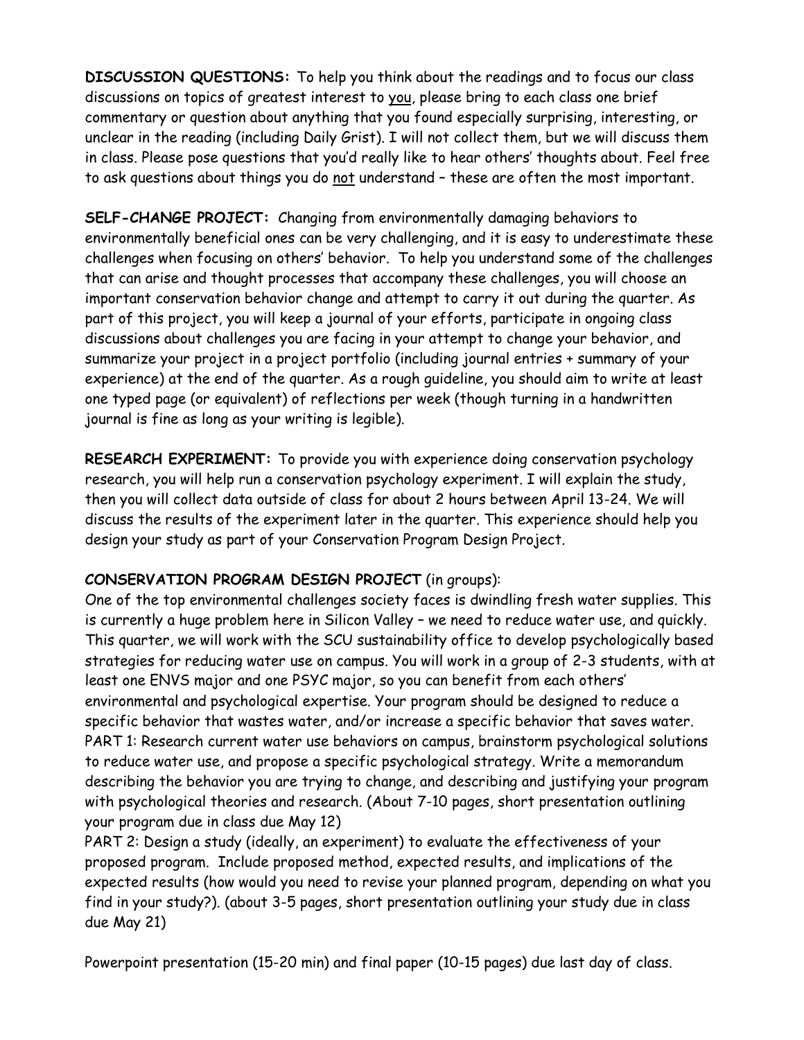**DISCUSSION QUESTIONS:** To help you think about the readings and to focus our class discussions on topics of greatest interest to you, please bring to each class one brief commentary or question about anything that you found especially surprising, interesting, or unclear in the reading (including Daily Grist). I will not collect them, but we will discuss them in class. Please pose questions that you'd really like to hear others' thoughts about. Feel free to ask questions about things you do not understand – these are often the most important.

**SELF-CHANGE PROJECT:** Changing from environmentally damaging behaviors to environmentally beneficial ones can be very challenging, and it is easy to underestimate these challenges when focusing on others' behavior. To help you understand some of the challenges that can arise and thought processes that accompany these challenges, you will choose an important conservation behavior change and attempt to carry it out during the quarter. As part of this project, you will keep a journal of your efforts, participate in ongoing class discussions about challenges you are facing in your attempt to change your behavior, and summarize your project in a project portfolio (including journal entries + summary of your experience) at the end of the quarter. As a rough guideline, you should aim to write at least one typed page (or equivalent) of reflections per week (though turning in a handwritten journal is fine as long as your writing is legible).

**RESEARCH EXPERIMENT:** To provide you with experience doing conservation psychology research, you will help run a conservation psychology experiment. I will explain the study, then you will collect data outside of class for about 2 hours between April 13-24. We will discuss the results of the experiment later in the quarter. This experience should help you design your study as part of your Conservation Program Design Project.

**CONSERVATION PROGRAM DESIGN PROJECT** (in groups):
One of the top environmental challenges society faces is dwindling fresh water supplies. This is currently a huge problem here in Silicon Valley – we need to reduce water use, and quickly. This quarter, we will work with the SCU sustainability office to develop psychologically based strategies for reducing water use on campus. You will work in a group of 2-3 students, with at least one ENVS major and one PSYC major, so you can benefit from each others' environmental and psychological expertise. Your program should be designed to reduce a specific behavior that wastes water, and/or increase a specific behavior that saves water.
PART 1: Research current water use behaviors on campus, brainstorm psychological solutions to reduce water use, and propose a specific psychological strategy. Write a memorandum describing the behavior you are trying to change, and describing and justifying your program with psychological theories and research. (About 7-10 pages, short presentation outlining your program due in class due May 12)
PART 2: Design a study (ideally, an experiment) to evaluate the effectiveness of your proposed program. Include proposed method, expected results, and implications of the expected results (how would you need to revise your planned program, depending on what you find in your study?). (about 3-5 pages, short presentation outlining your study due in class due May 21)

Powerpoint presentation (15-20 min) and final paper (10-15 pages) due last day of class.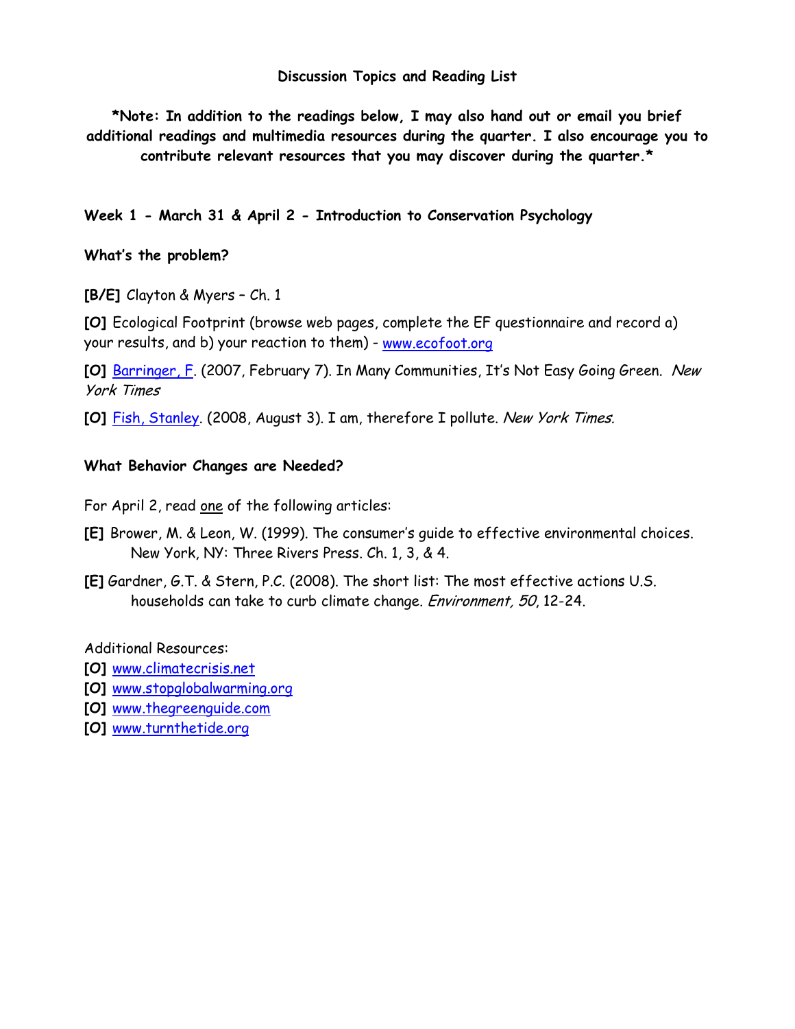**Discussion Topics and Reading List**

***Note: In addition to the readings below, I may also hand out or email you brief additional readings and multimedia resources during the quarter. I also encourage you to contribute relevant resources that you may discover during the quarter.***

**Week 1 - March 31 & April 2 - Introduction to Conservation Psychology**

**What's the problem?**

**[B/E]** Clayton & Myers – Ch. 1

**[O]** Ecological Footprint (browse web pages, complete the EF questionnaire and record a) your results, and b) your reaction to them) - www.ecofoot.org

**[O]** Barringer, F. (2007, February 7). In Many Communities, It's Not Easy Going Green. *New York Times*

**[O]** Fish, Stanley. (2008, August 3). I am, therefore I pollute. *New York Times.*

**What Behavior Changes are Needed?**

For April 2, read one of the following articles:

**[E]** Brower, M. & Leon, W. (1999). The consumer's guide to effective environmental choices. New York, NY: Three Rivers Press. Ch. 1, 3, & 4.

**[E]** Gardner, G.T. & Stern, P.C. (2008). The short list: The most effective actions U.S. households can take to curb climate change. *Environment, 50*, 12-24.

Additional Resources:

**[O]** www.climatecrisis.net
**[O]** www.stopglobalwarming.org
**[O]** www.thegreenguide.com
**[O]** www.turnthetide.org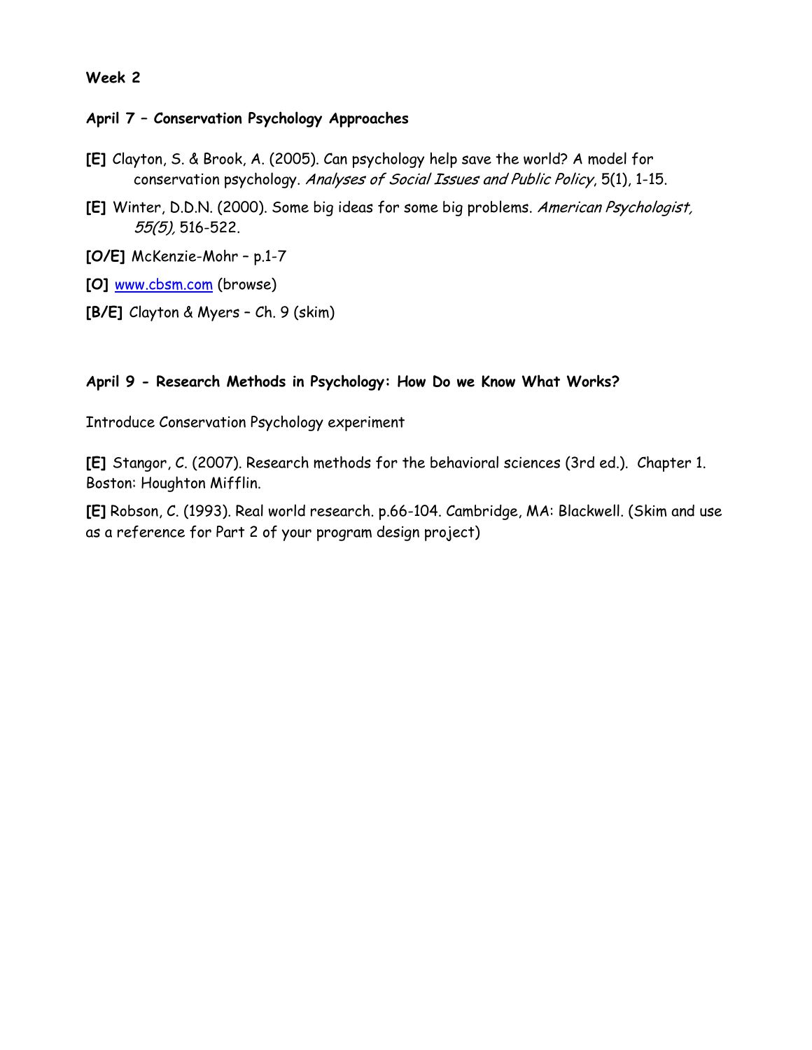**Week 2**

**April 7 – Conservation Psychology Approaches**

**[E]** Clayton, S. & Brook, A. (2005). Can psychology help save the world? A model for conservation psychology. *Analyses of Social Issues and Public Policy*, 5(1), 1-15.

**[E]** Winter, D.D.N. (2000). Some big ideas for some big problems. *American Psychologist, 55(5),* 516-522.

**[O/E]** McKenzie-Mohr – p.1-7

**[O]** www.cbsm.com (browse)

**[B/E]** Clayton & Myers – Ch. 9 (skim)

**April 9 - Research Methods in Psychology: How Do we Know What Works?**

Introduce Conservation Psychology experiment

**[E]** Stangor, C. (2007). Research methods for the behavioral sciences (3rd ed.). Chapter 1. Boston: Houghton Mifflin.

**[E]** Robson, C. (1993). Real world research. p.66-104. Cambridge, MA: Blackwell. (Skim and use as a reference for Part 2 of your program design project)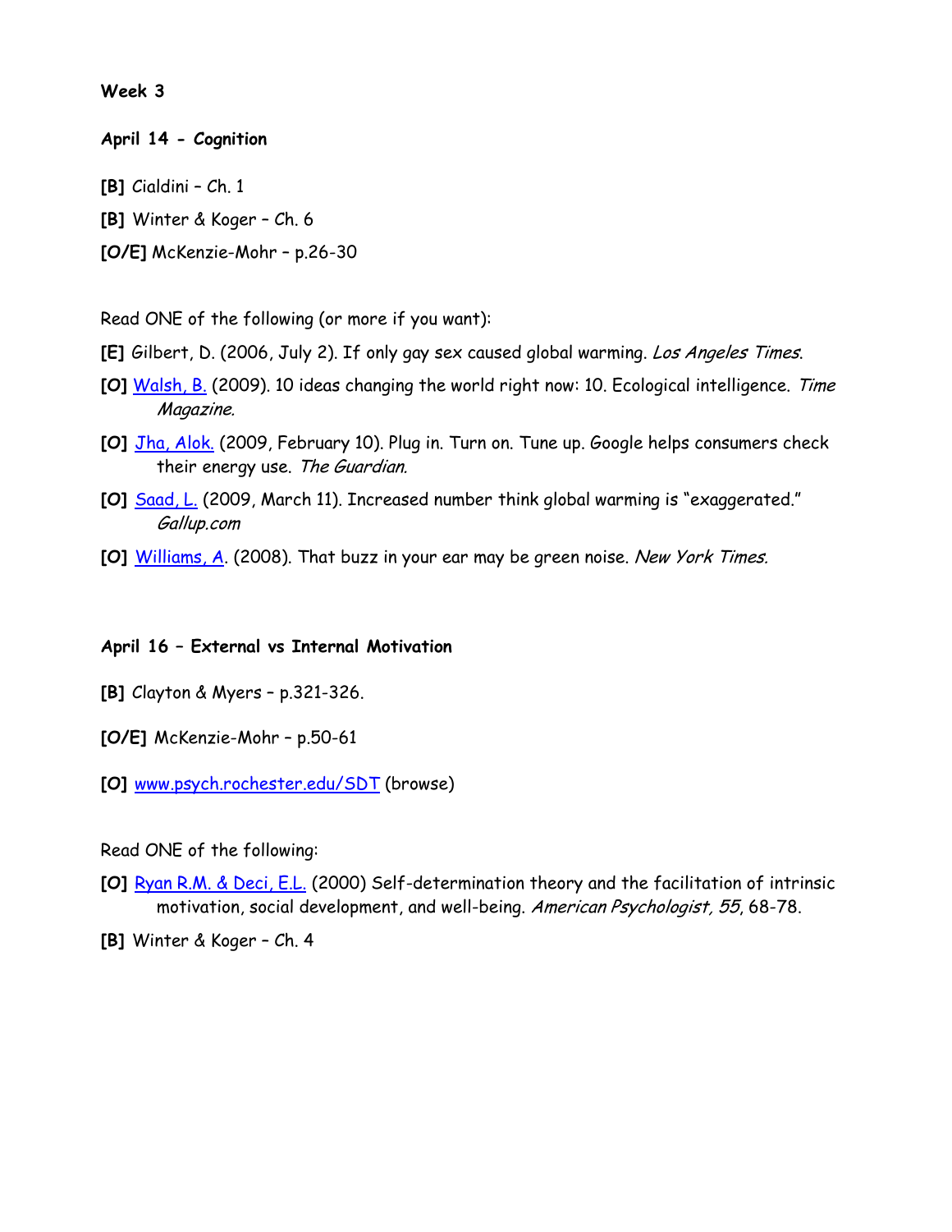**Week 3**

**April 14 - Cognition**

**[B]** Cialdini – Ch. 1

**[B]** Winter & Koger – Ch. 6

**[O/E]** McKenzie-Mohr – p.26-30

Read ONE of the following (or more if you want):

**[E]** Gilbert, D. (2006, July 2). If only gay sex caused global warming. *Los Angeles Times.*

**[O]** Walsh, B. (2009). 10 ideas changing the world right now: 10. Ecological intelligence. *Time Magazine.*

**[O]** Jha, Alok. (2009, February 10). Plug in. Turn on. Tune up. Google helps consumers check their energy use. *The Guardian.*

**[O]** Saad, L. (2009, March 11). Increased number think global warming is "exaggerated." *Gallup.com*

**[O]** Williams, A. (2008). That buzz in your ear may be green noise. *New York Times.*

**April 16 – External vs Internal Motivation**

**[B]** Clayton & Myers – p.321-326.

**[O/E]** McKenzie-Mohr – p.50-61

**[O]** www.psych.rochester.edu/SDT (browse)

Read ONE of the following:

**[O]** Ryan R.M. & Deci, E.L. (2000) Self-determination theory and the facilitation of intrinsic motivation, social development, and well-being. *American Psychologist, 55*, 68-78.

**[B]** Winter & Koger – Ch. 4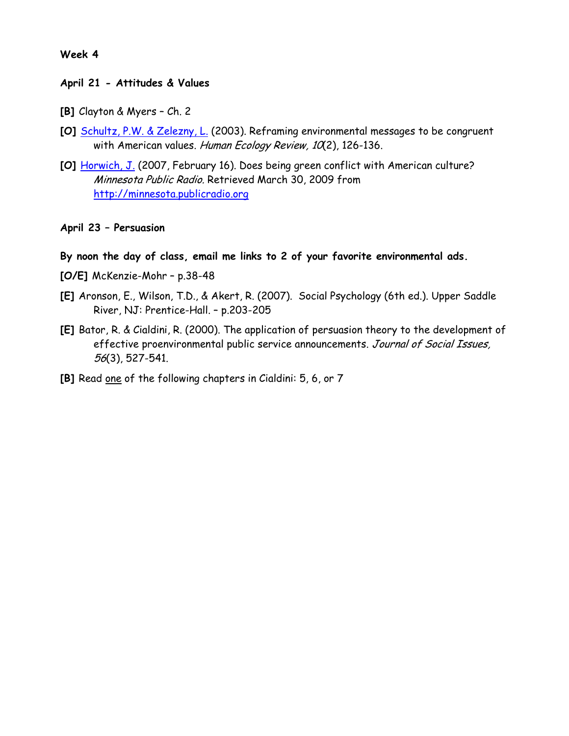**Week 4**

**April 21 - Attitudes & Values**

**[B]** Clayton & Myers – Ch. 2

**[O]** Schultz, P.W. & Zelezny, L. (2003). Reframing environmental messages to be congruent with American values. *Human Ecology Review, 10*(2), 126-136.

**[O]** Horwich, J. (2007, February 16). Does being green conflict with American culture? *Minnesota Public Radio.* Retrieved March 30, 2009 from http://minnesota.publicradio.org

**April 23 – Persuasion**

**By noon the day of class, email me links to 2 of your favorite environmental ads.**

**[O/E]** McKenzie-Mohr – p.38-48

**[E]** Aronson, E., Wilson, T.D., & Akert, R. (2007). Social Psychology (6th ed.). Upper Saddle River, NJ: Prentice-Hall. – p.203-205

**[E]** Bator, R. & Cialdini, R. (2000). The application of persuasion theory to the development of effective proenvironmental public service announcements. *Journal of Social Issues, 56*(3), 527-541.

**[B]** Read one of the following chapters in Cialdini: 5, 6, or 7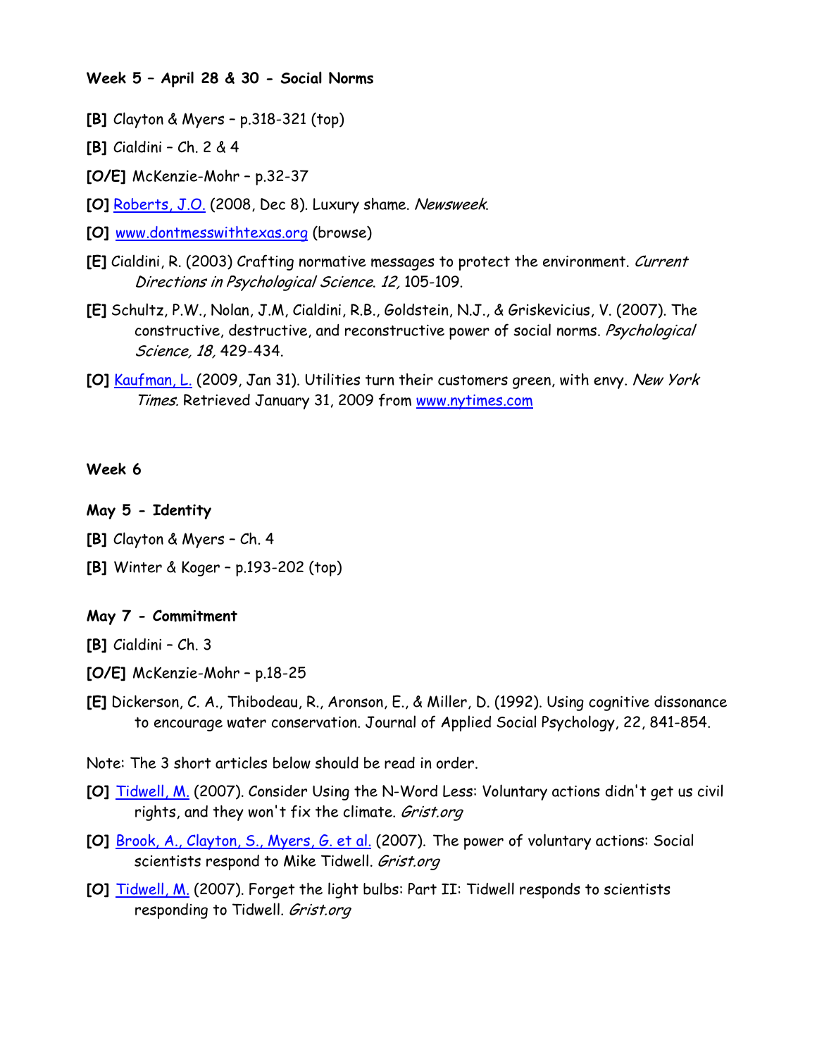**Week 5 – April 28 & 30 - Social Norms**

**[B]** Clayton & Myers – p.318-321 (top)

**[B]** Cialdini – Ch. 2 & 4

**[O/E]** McKenzie-Mohr – p.32-37

**[O]** Roberts, J.O. (2008, Dec 8). Luxury shame. *Newsweek*.

**[O]** www.dontmesswithtexas.org (browse)

**[E]** Cialdini, R. (2003) Crafting normative messages to protect the environment. *Current Directions in Psychological Science. 12,* 105-109.

**[E]** Schultz, P.W., Nolan, J.M, Cialdini, R.B., Goldstein, N.J., & Griskevicius, V. (2007). The constructive, destructive, and reconstructive power of social norms. *Psychological Science, 18,* 429-434.

**[O]** Kaufman, L. (2009, Jan 31). Utilities turn their customers green, with envy. *New York Times*. Retrieved January 31, 2009 from www.nytimes.com

**Week 6**

**May 5 - Identity**

**[B]** Clayton & Myers – Ch. 4

**[B]** Winter & Koger – p.193-202 (top)

**May 7 - Commitment**

**[B]** Cialdini – Ch. 3

**[O/E]** McKenzie-Mohr – p.18-25

**[E]** Dickerson, C. A., Thibodeau, R., Aronson, E., & Miller, D. (1992). Using cognitive dissonance to encourage water conservation. Journal of Applied Social Psychology, 22, 841-854.

Note: The 3 short articles below should be read in order.

**[O]** Tidwell, M. (2007). Consider Using the N-Word Less: Voluntary actions didn't get us civil rights, and they won't fix the climate. *Grist.org*

**[O]** Brook, A., Clayton, S., Myers, G. et al. (2007). The power of voluntary actions: Social scientists respond to Mike Tidwell. *Grist.org*

**[O]** Tidwell, M. (2007). Forget the light bulbs: Part II: Tidwell responds to scientists responding to Tidwell. *Grist.org*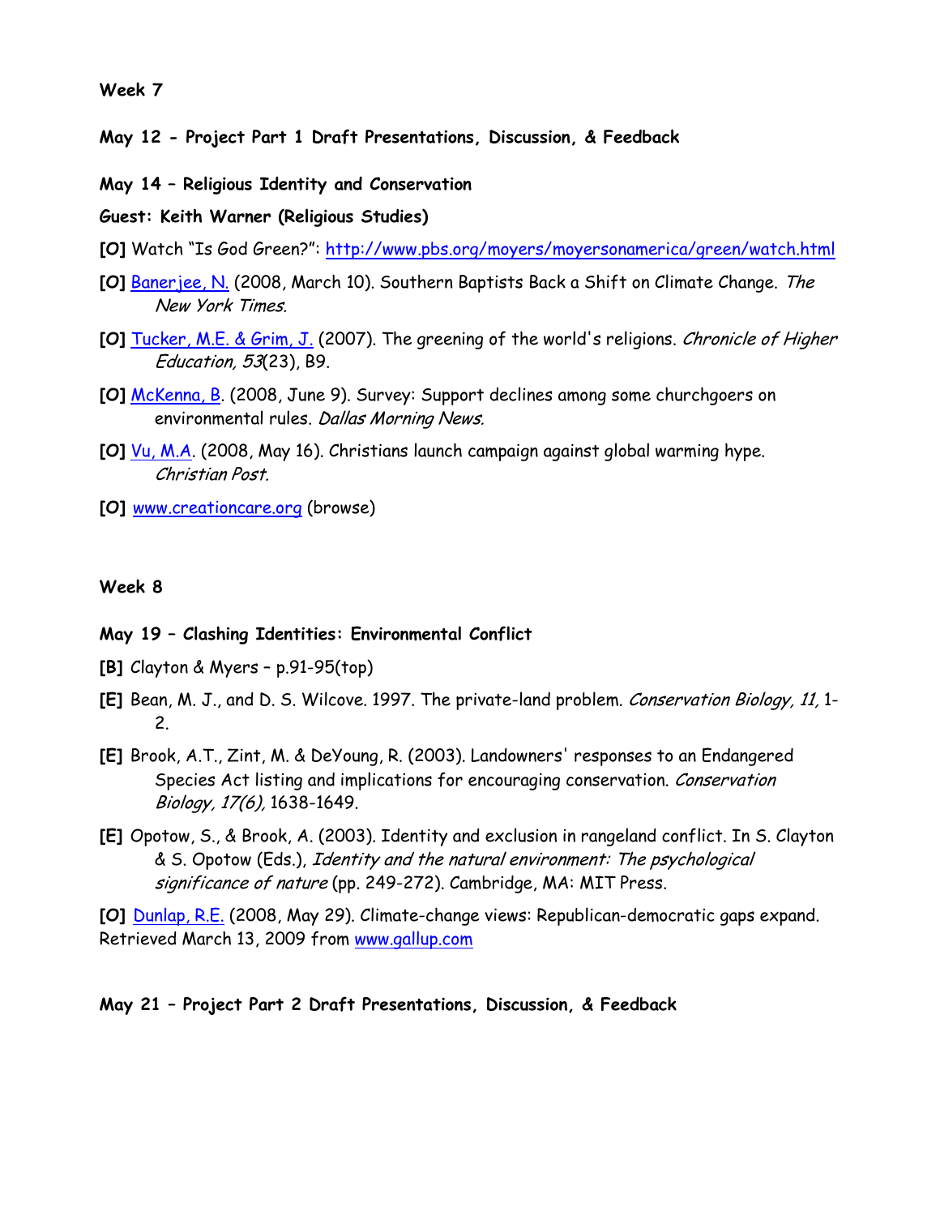**Week 7**

**May 12 - Project Part 1 Draft Presentations, Discussion, & Feedback**

**May 14 – Religious Identity and Conservation**

**Guest: Keith Warner (Religious Studies)**

**[O]** Watch "Is God Green?": http://www.pbs.org/moyers/moyersonamerica/green/watch.html

**[O]** Banerjee, N. (2008, March 10). Southern Baptists Back a Shift on Climate Change. *The New York Times.*

**[O]** Tucker, M.E. & Grim, J. (2007). The greening of the world's religions. *Chronicle of Higher Education, 53*(23), B9.

**[O]** McKenna, B. (2008, June 9). Survey: Support declines among some churchgoers on environmental rules. *Dallas Morning News.*

**[O]** Vu, M.A. (2008, May 16). Christians launch campaign against global warming hype. *Christian Post.*

**[O]** www.creationcare.org (browse)

**Week 8**

**May 19 – Clashing Identities: Environmental Conflict**

**[B]** Clayton & Myers – p.91-95(top)

**[E]** Bean, M. J., and D. S. Wilcove. 1997. The private-land problem. *Conservation Biology, 11,* 1-2.

**[E]** Brook, A.T., Zint, M. & DeYoung, R. (2003). Landowners' responses to an Endangered Species Act listing and implications for encouraging conservation. *Conservation Biology, 17(6),* 1638-1649.

**[E]** Opotow, S., & Brook, A. (2003). Identity and exclusion in rangeland conflict. In S. Clayton & S. Opotow (Eds.), *Identity and the natural environment: The psychological significance of nature* (pp. 249-272). Cambridge, MA: MIT Press.

**[O]** Dunlap, R.E. (2008, May 29). Climate-change views: Republican-democratic gaps expand. Retrieved March 13, 2009 from www.gallup.com

**May 21 – Project Part 2 Draft Presentations, Discussion, & Feedback**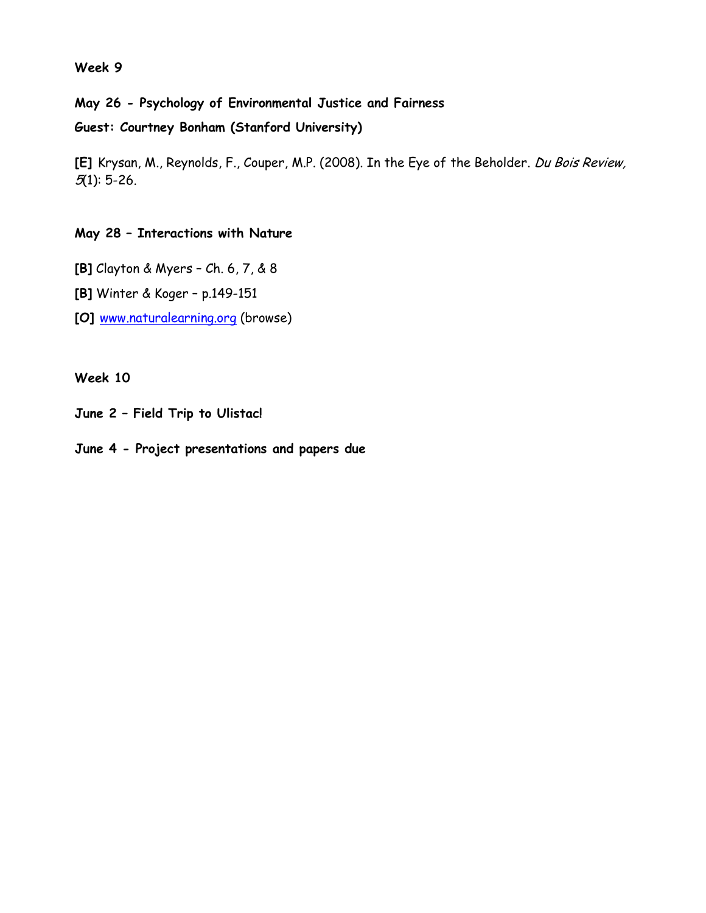**Week 9**

**May 26 - Psychology of Environmental Justice and Fairness**

**Guest: Courtney Bonham (Stanford University)**

**[E]** Krysan, M., Reynolds, F., Couper, M.P. (2008). In the Eye of the Beholder. *Du Bois Review, 5*(1): 5-26.

**May 28 – Interactions with Nature**

**[B]** Clayton & Myers – Ch. 6, 7, & 8

**[B]** Winter & Koger – p.149-151

**[O]** [www.naturalearning.org](http://www.naturalearning.org) (browse)

**Week 10**

**June 2 – Field Trip to Ulistac!**

**June 4 - Project presentations and papers due**